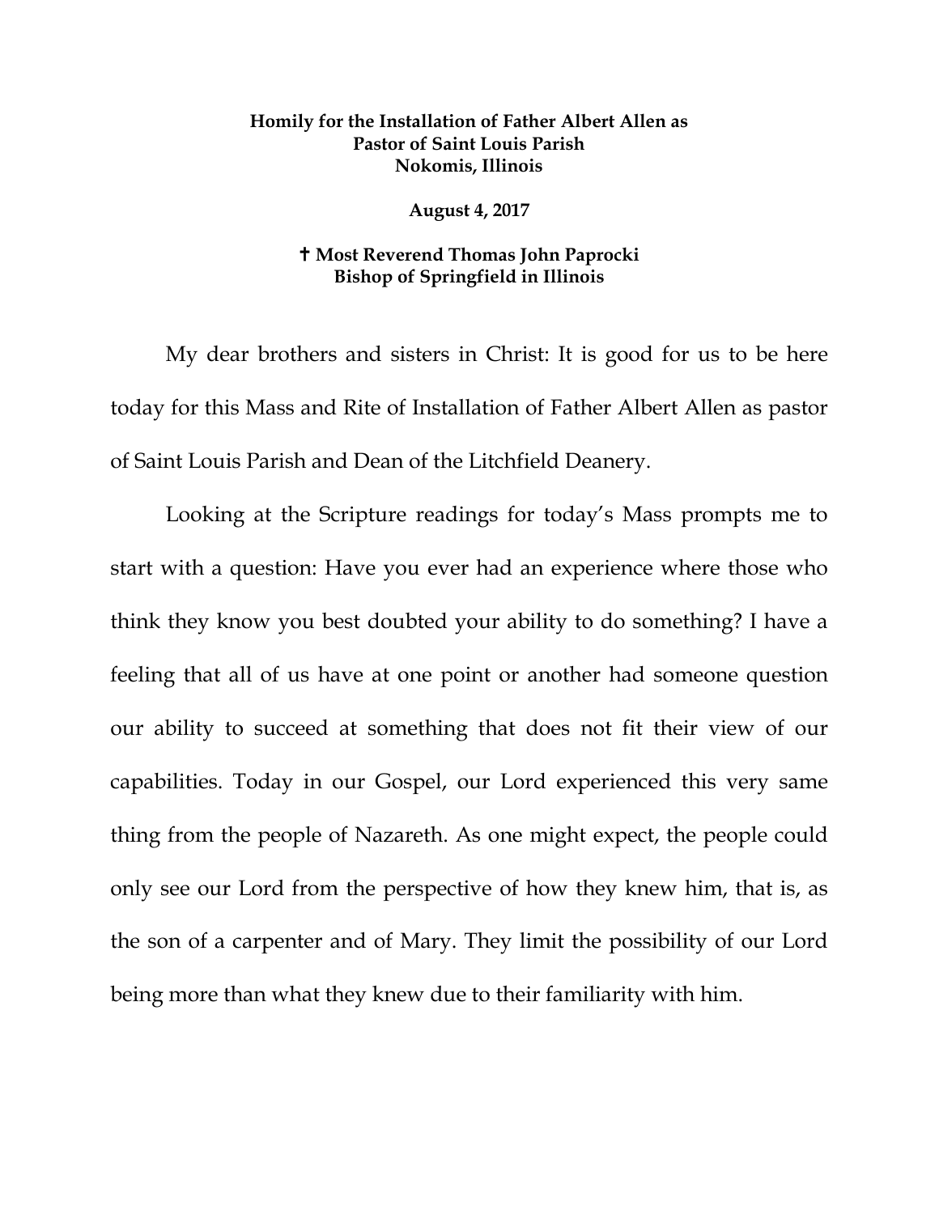**Homily for the Installation of Father Albert Allen as**
**Pastor of Saint Louis Parish**
**Nokomis, Illinois**

**August 4, 2017**

**✝ Most Reverend Thomas John Paprocki**
**Bishop of Springfield in Illinois**

My dear brothers and sisters in Christ: It is good for us to be here today for this Mass and Rite of Installation of Father Albert Allen as pastor of Saint Louis Parish and Dean of the Litchfield Deanery.

Looking at the Scripture readings for today's Mass prompts me to start with a question: Have you ever had an experience where those who think they know you best doubted your ability to do something? I have a feeling that all of us have at one point or another had someone question our ability to succeed at something that does not fit their view of our capabilities. Today in our Gospel, our Lord experienced this very same thing from the people of Nazareth. As one might expect, the people could only see our Lord from the perspective of how they knew him, that is, as the son of a carpenter and of Mary. They limit the possibility of our Lord being more than what they knew due to their familiarity with him.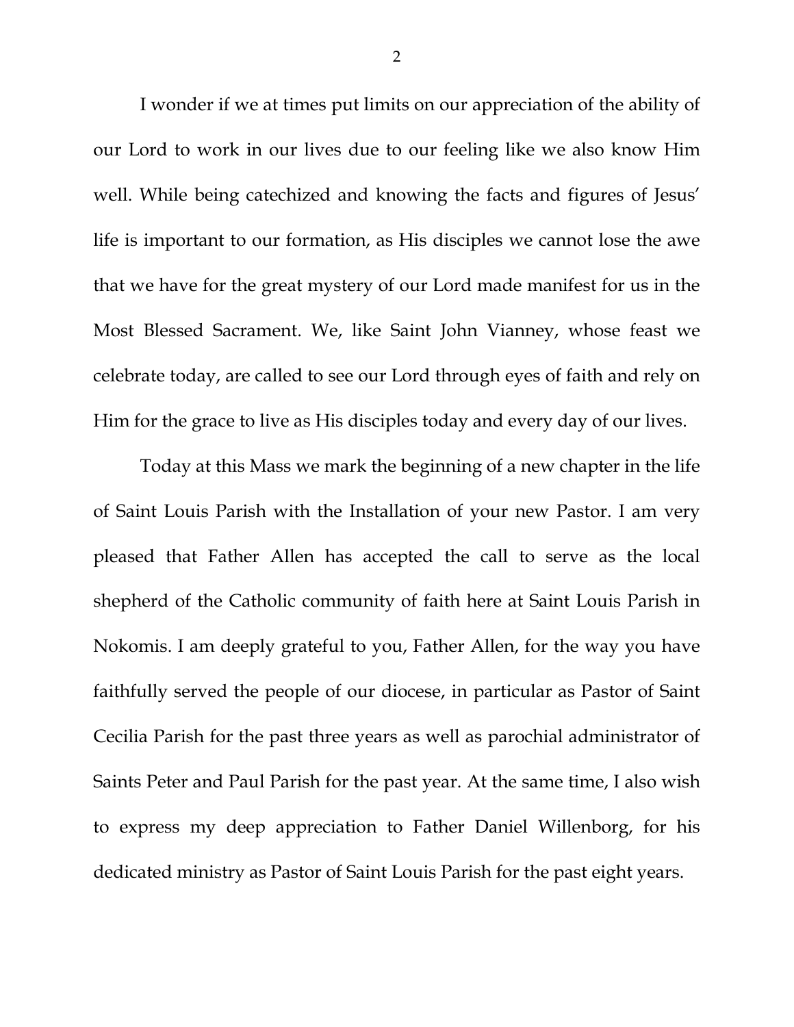I wonder if we at times put limits on our appreciation of the ability of our Lord to work in our lives due to our feeling like we also know Him well. While being catechized and knowing the facts and figures of Jesus' life is important to our formation, as His disciples we cannot lose the awe that we have for the great mystery of our Lord made manifest for us in the Most Blessed Sacrament. We, like Saint John Vianney, whose feast we celebrate today, are called to see our Lord through eyes of faith and rely on Him for the grace to live as His disciples today and every day of our lives.

Today at this Mass we mark the beginning of a new chapter in the life of Saint Louis Parish with the Installation of your new Pastor. I am very pleased that Father Allen has accepted the call to serve as the local shepherd of the Catholic community of faith here at Saint Louis Parish in Nokomis. I am deeply grateful to you, Father Allen, for the way you have faithfully served the people of our diocese, in particular as Pastor of Saint Cecilia Parish for the past three years as well as parochial administrator of Saints Peter and Paul Parish for the past year. At the same time, I also wish to express my deep appreciation to Father Daniel Willenborg, for his dedicated ministry as Pastor of Saint Louis Parish for the past eight years.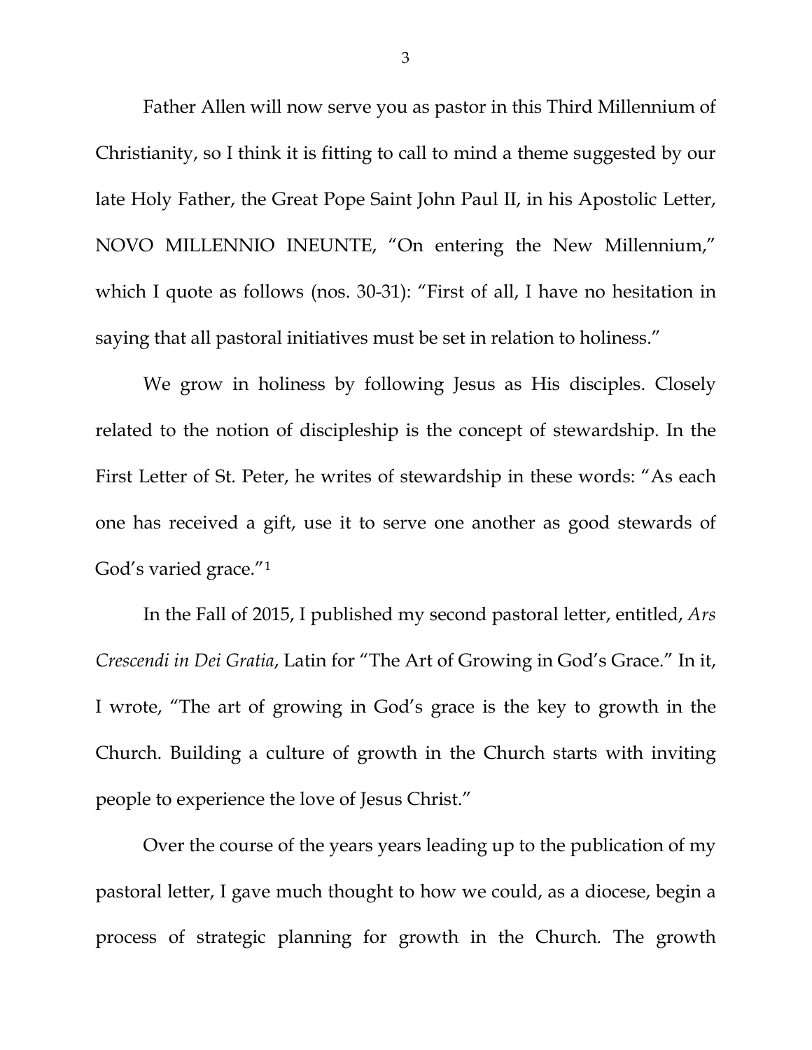Father Allen will now serve you as pastor in this Third Millennium of Christianity, so I think it is fitting to call to mind a theme suggested by our late Holy Father, the Great Pope Saint John Paul II, in his Apostolic Letter, NOVO MILLENNIO INEUNTE, "On entering the New Millennium," which I quote as follows (nos. 30-31): "First of all, I have no hesitation in saying that all pastoral initiatives must be set in relation to holiness."

We grow in holiness by following Jesus as His disciples. Closely related to the notion of discipleship is the concept of stewardship. In the First Letter of St. Peter, he writes of stewardship in these words: "As each one has received a gift, use it to serve one another as good stewards of God's varied grace."[1]

In the Fall of 2015, I published my second pastoral letter, entitled, *Ars Crescendi in Dei Gratia*, Latin for "The Art of Growing in God's Grace." In it, I wrote, "The art of growing in God's grace is the key to growth in the Church. Building a culture of growth in the Church starts with inviting people to experience the love of Jesus Christ."

Over the course of the years years leading up to the publication of my pastoral letter, I gave much thought to how we could, as a diocese, begin a process of strategic planning for growth in the Church. The growth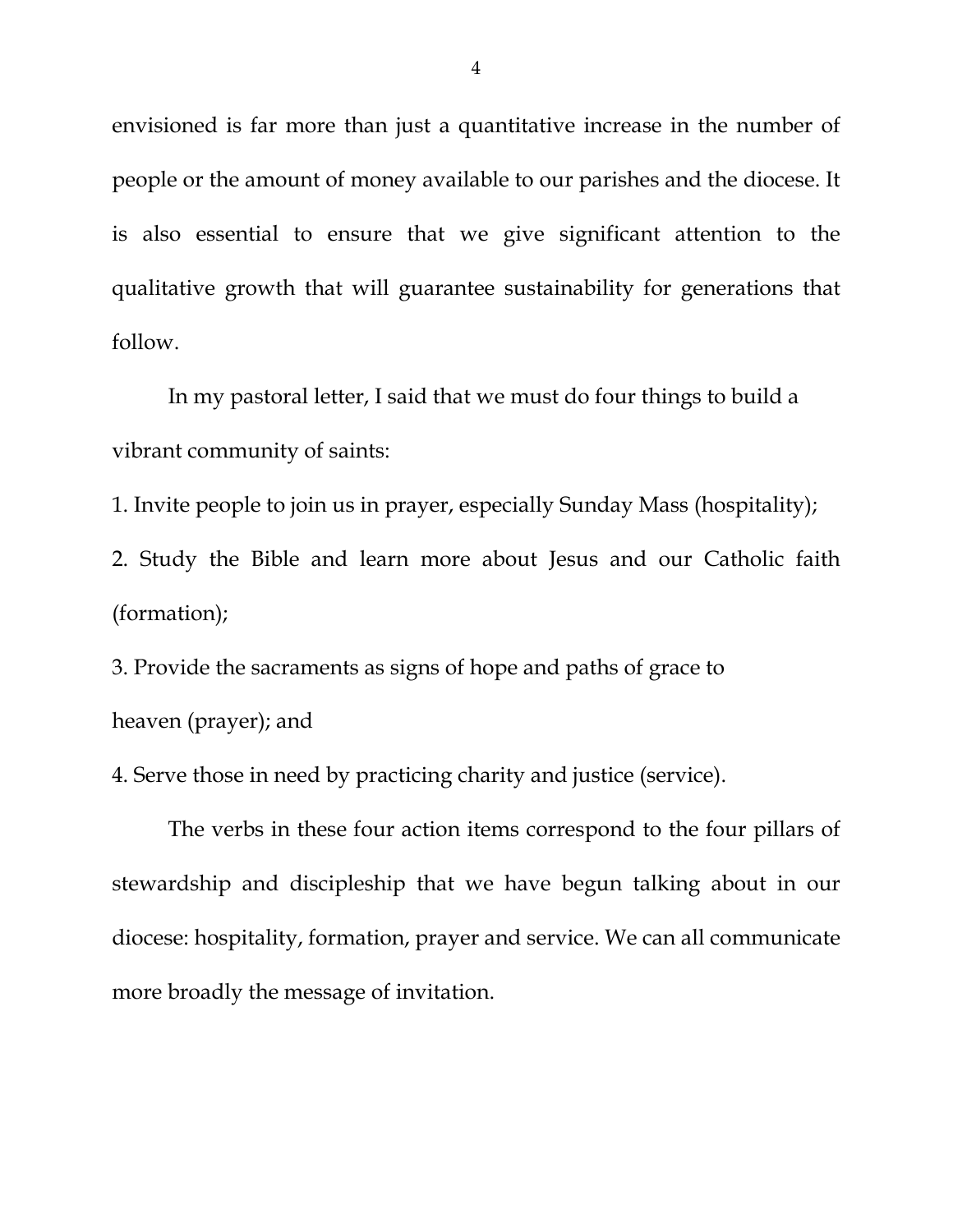envisioned is far more than just a quantitative increase in the number of people or the amount of money available to our parishes and the diocese. It is also essential to ensure that we give significant attention to the qualitative growth that will guarantee sustainability for generations that follow.

In my pastoral letter, I said that we must do four things to build a vibrant community of saints:

1. Invite people to join us in prayer, especially Sunday Mass (hospitality);
2. Study the Bible and learn more about Jesus and our Catholic faith (formation);
3. Provide the sacraments as signs of hope and paths of grace to heaven (prayer); and
4. Serve those in need by practicing charity and justice (service).

The verbs in these four action items correspond to the four pillars of stewardship and discipleship that we have begun talking about in our diocese: hospitality, formation, prayer and service. We can all communicate more broadly the message of invitation.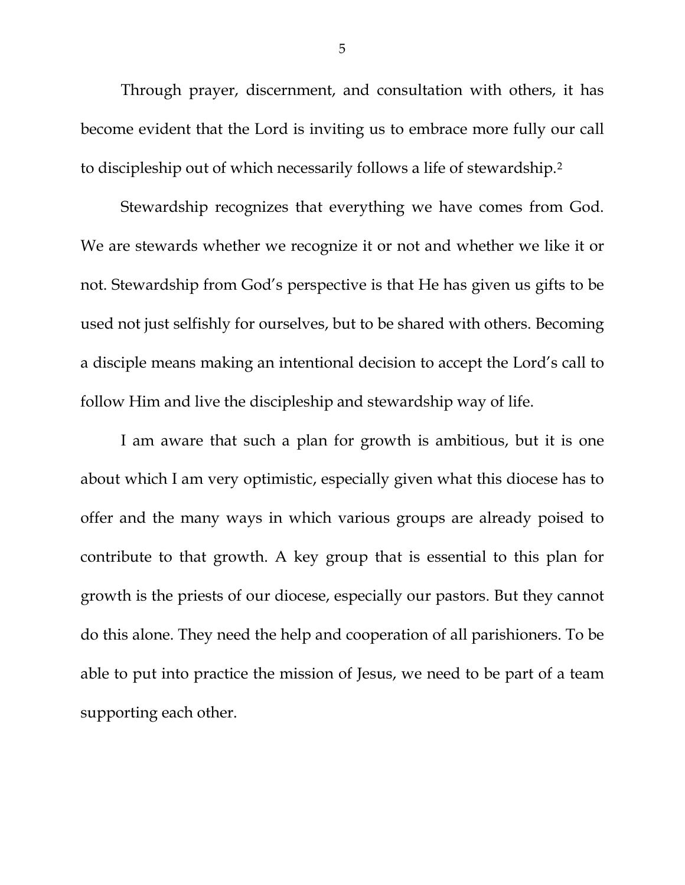Through prayer, discernment, and consultation with others, it has become evident that the Lord is inviting us to embrace more fully our call to discipleship out of which necessarily follows a life of stewardship.[2]

Stewardship recognizes that everything we have comes from God. We are stewards whether we recognize it or not and whether we like it or not. Stewardship from God's perspective is that He has given us gifts to be used not just selfishly for ourselves, but to be shared with others. Becoming a disciple means making an intentional decision to accept the Lord's call to follow Him and live the discipleship and stewardship way of life.

I am aware that such a plan for growth is ambitious, but it is one about which I am very optimistic, especially given what this diocese has to offer and the many ways in which various groups are already poised to contribute to that growth. A key group that is essential to this plan for growth is the priests of our diocese, especially our pastors. But they cannot do this alone. They need the help and cooperation of all parishioners. To be able to put into practice the mission of Jesus, we need to be part of a team supporting each other.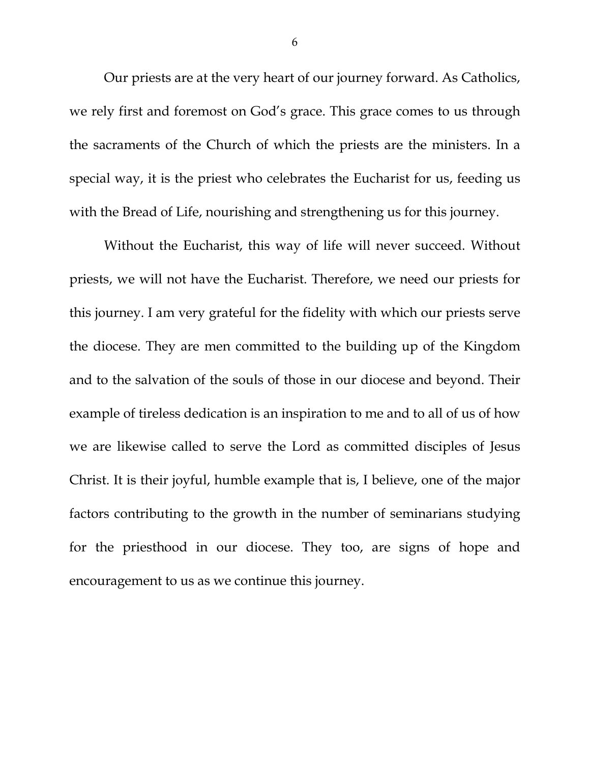Our priests are at the very heart of our journey forward. As Catholics, we rely first and foremost on God's grace. This grace comes to us through the sacraments of the Church of which the priests are the ministers. In a special way, it is the priest who celebrates the Eucharist for us, feeding us with the Bread of Life, nourishing and strengthening us for this journey.

Without the Eucharist, this way of life will never succeed. Without priests, we will not have the Eucharist. Therefore, we need our priests for this journey. I am very grateful for the fidelity with which our priests serve the diocese. They are men committed to the building up of the Kingdom and to the salvation of the souls of those in our diocese and beyond. Their example of tireless dedication is an inspiration to me and to all of us of how we are likewise called to serve the Lord as committed disciples of Jesus Christ. It is their joyful, humble example that is, I believe, one of the major factors contributing to the growth in the number of seminarians studying for the priesthood in our diocese. They too, are signs of hope and encouragement to us as we continue this journey.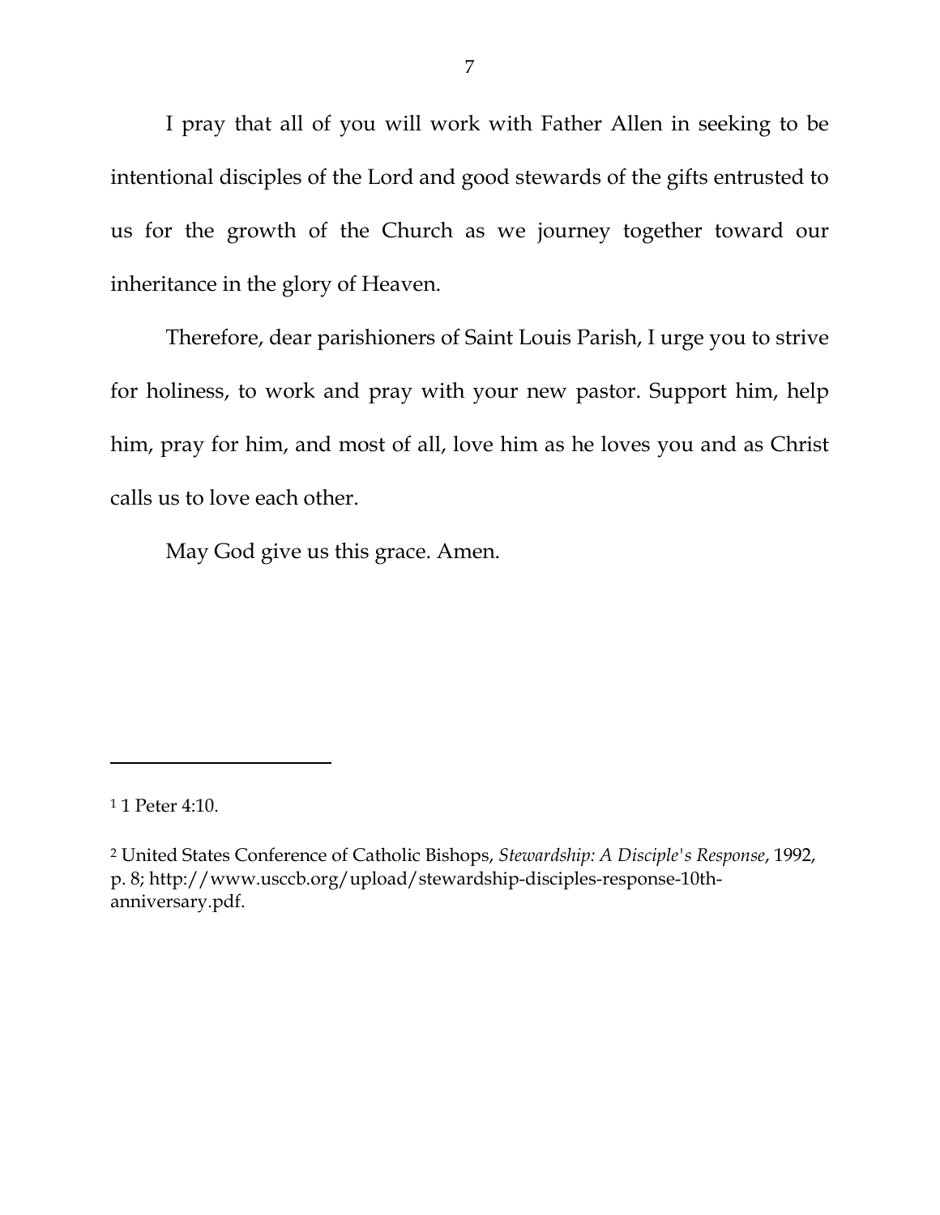I pray that all of you will work with Father Allen in seeking to be intentional disciples of the Lord and good stewards of the gifts entrusted to us for the growth of the Church as we journey together toward our inheritance in the glory of Heaven.

Therefore, dear parishioners of Saint Louis Parish, I urge you to strive for holiness, to work and pray with your new pastor. Support him, help him, pray for him, and most of all, love him as he loves you and as Christ calls us to love each other.

May God give us this grace. Amen.

---

[1] 1 Peter 4:10.

[2] United States Conference of Catholic Bishops, *Stewardship: A Disciple's Response*, 1992, p. 8; http://www.usccb.org/upload/stewardship-disciples-response-10th-anniversary.pdf.